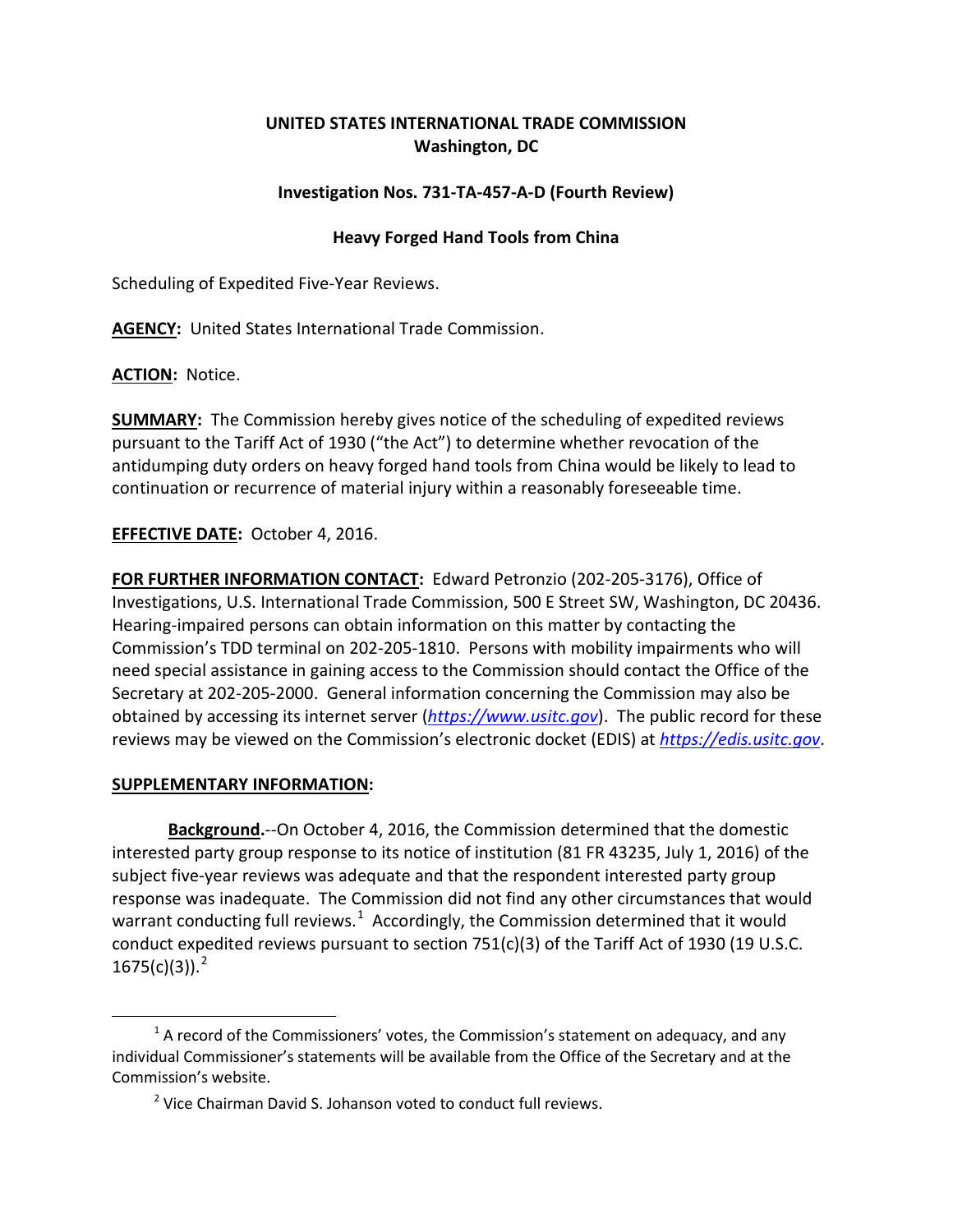**UNITED STATES INTERNATIONAL TRADE COMMISSION**
**Washington, DC**

**Investigation Nos. 731-TA-457-A-D (Fourth Review)**

**Heavy Forged Hand Tools from China**

Scheduling of Expedited Five-Year Reviews.

**AGENCY:** United States International Trade Commission.

**ACTION:** Notice.

**SUMMARY:** The Commission hereby gives notice of the scheduling of expedited reviews pursuant to the Tariff Act of 1930 ("the Act") to determine whether revocation of the antidumping duty orders on heavy forged hand tools from China would be likely to lead to continuation or recurrence of material injury within a reasonably foreseeable time.

**EFFECTIVE DATE:** October 4, 2016.

**FOR FURTHER INFORMATION CONTACT:** Edward Petronzio (202-205-3176), Office of Investigations, U.S. International Trade Commission, 500 E Street SW, Washington, DC 20436. Hearing-impaired persons can obtain information on this matter by contacting the Commission's TDD terminal on 202-205-1810. Persons with mobility impairments who will need special assistance in gaining access to the Commission should contact the Office of the Secretary at 202-205-2000. General information concerning the Commission may also be obtained by accessing its internet server (*https://www.usitc.gov*). The public record for these reviews may be viewed on the Commission's electronic docket (EDIS) at *https://edis.usitc.gov*.

**SUPPLEMENTARY INFORMATION:**

**Background.**--On October 4, 2016, the Commission determined that the domestic interested party group response to its notice of institution (81 FR 43235, July 1, 2016) of the subject five-year reviews was adequate and that the respondent interested party group response was inadequate. The Commission did not find any other circumstances that would warrant conducting full reviews.[1] Accordingly, the Commission determined that it would conduct expedited reviews pursuant to section 751(c)(3) of the Tariff Act of 1930 (19 U.S.C. 1675(c)(3)).[2]

[1] A record of the Commissioners' votes, the Commission's statement on adequacy, and any individual Commissioner's statements will be available from the Office of the Secretary and at the Commission's website.

[2] Vice Chairman David S. Johanson voted to conduct full reviews.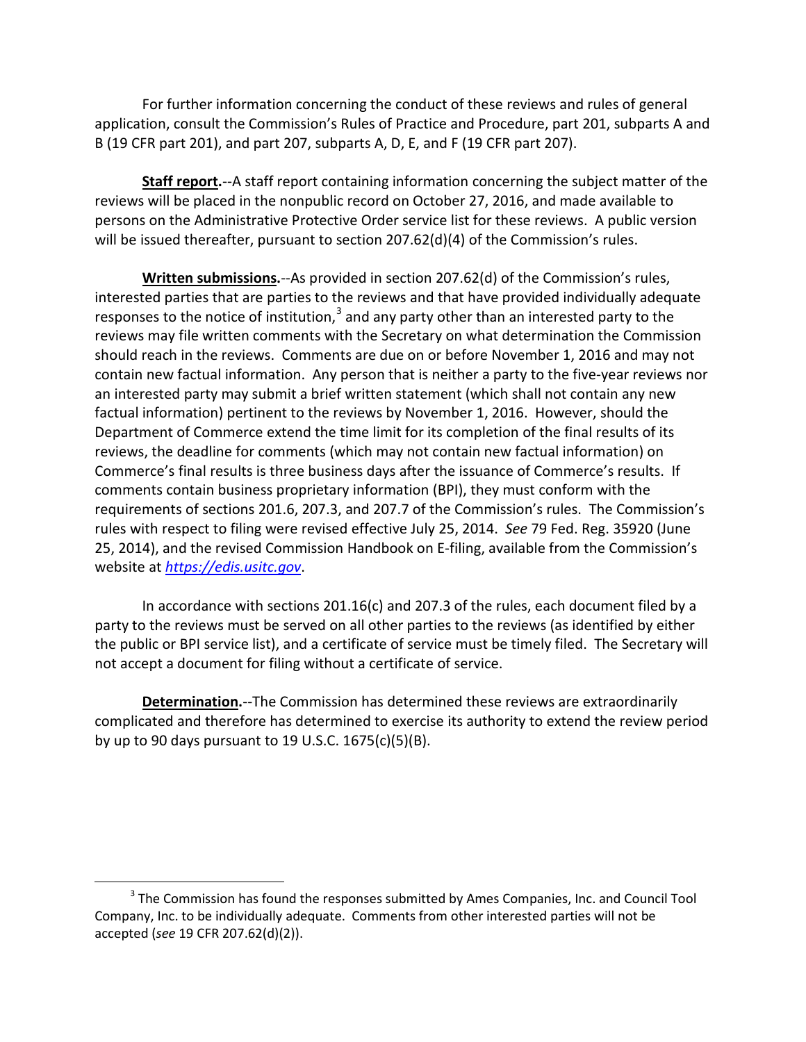For further information concerning the conduct of these reviews and rules of general application, consult the Commission's Rules of Practice and Procedure, part 201, subparts A and B (19 CFR part 201), and part 207, subparts A, D, E, and F (19 CFR part 207).

**Staff report.**--A staff report containing information concerning the subject matter of the reviews will be placed in the nonpublic record on October 27, 2016, and made available to persons on the Administrative Protective Order service list for these reviews. A public version will be issued thereafter, pursuant to section 207.62(d)(4) of the Commission's rules.

**Written submissions.**--As provided in section 207.62(d) of the Commission's rules, interested parties that are parties to the reviews and that have provided individually adequate responses to the notice of institution,[3] and any party other than an interested party to the reviews may file written comments with the Secretary on what determination the Commission should reach in the reviews. Comments are due on or before November 1, 2016 and may not contain new factual information. Any person that is neither a party to the five-year reviews nor an interested party may submit a brief written statement (which shall not contain any new factual information) pertinent to the reviews by November 1, 2016. However, should the Department of Commerce extend the time limit for its completion of the final results of its reviews, the deadline for comments (which may not contain new factual information) on Commerce's final results is three business days after the issuance of Commerce's results. If comments contain business proprietary information (BPI), they must conform with the requirements of sections 201.6, 207.3, and 207.7 of the Commission's rules. The Commission's rules with respect to filing were revised effective July 25, 2014. *See* 79 Fed. Reg. 35920 (June 25, 2014), and the revised Commission Handbook on E-filing, available from the Commission's website at *https://edis.usitc.gov*.

In accordance with sections 201.16(c) and 207.3 of the rules, each document filed by a party to the reviews must be served on all other parties to the reviews (as identified by either the public or BPI service list), and a certificate of service must be timely filed. The Secretary will not accept a document for filing without a certificate of service.

**Determination.**--The Commission has determined these reviews are extraordinarily complicated and therefore has determined to exercise its authority to extend the review period by up to 90 days pursuant to 19 U.S.C. 1675(c)(5)(B).

---

[3] The Commission has found the responses submitted by Ames Companies, Inc. and Council Tool Company, Inc. to be individually adequate. Comments from other interested parties will not be accepted (*see* 19 CFR 207.62(d)(2)).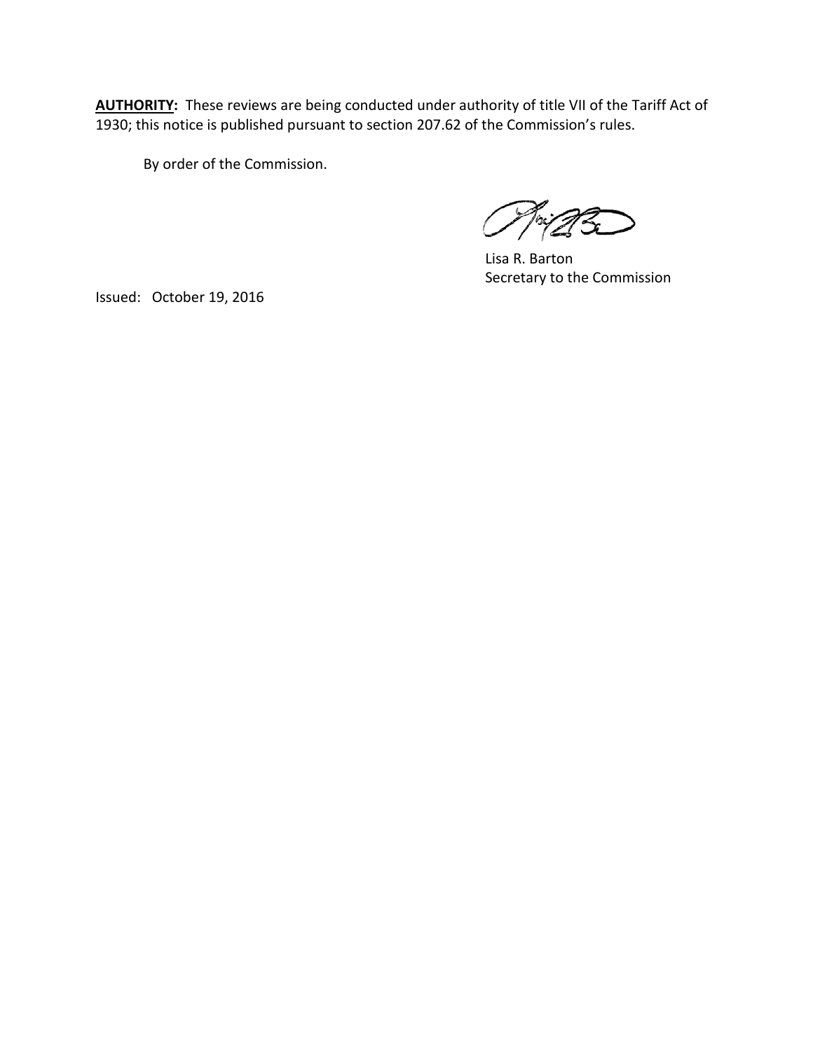**AUTHORITY:** These reviews are being conducted under authority of title VII of the Tariff Act of 1930; this notice is published pursuant to section 207.62 of the Commission's rules.

By order of the Commission.

Lisa R. Barton
Secretary to the Commission

Issued: October 19, 2016